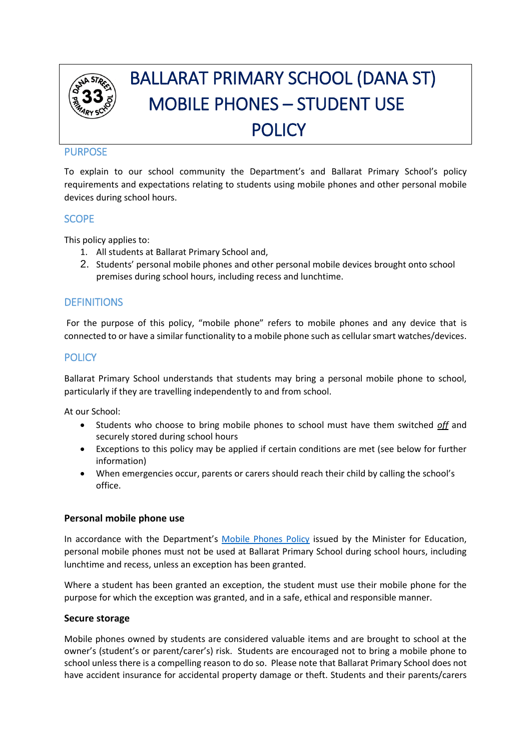# BALLARAT PRIMARY SCHOOL (DANA ST) MOBILE PHONES – STUDENT USE POLICY

## PURPOSE

To explain to our school community the Department's and Ballarat Primary School's policy requirements and expectations relating to students using mobile phones and other personal mobile devices during school hours.

## SCOPE

This policy applies to:

1. All students at Ballarat Primary School and,
2. Students' personal mobile phones and other personal mobile devices brought onto school premises during school hours, including recess and lunchtime.

## DEFINITIONS

For the purpose of this policy, "mobile phone" refers to mobile phones and any device that is connected to or have a similar functionality to a mobile phone such as cellular smart watches/devices.

## POLICY

Ballarat Primary School understands that students may bring a personal mobile phone to school, particularly if they are travelling independently to and from school.

At our School:

- Students who choose to bring mobile phones to school must have them switched ***off*** and securely stored during school hours
- Exceptions to this policy may be applied if certain conditions are met (see below for further information)
- When emergencies occur, parents or carers should reach their child by calling the school's office.

### Personal mobile phone use

In accordance with the Department's Mobile Phones Policy issued by the Minister for Education, personal mobile phones must not be used at Ballarat Primary School during school hours, including lunchtime and recess, unless an exception has been granted.

Where a student has been granted an exception, the student must use their mobile phone for the purpose for which the exception was granted, and in a safe, ethical and responsible manner.

### Secure storage

Mobile phones owned by students are considered valuable items and are brought to school at the owner's (student's or parent/carer's) risk. Students are encouraged not to bring a mobile phone to school unless there is a compelling reason to do so. Please note that Ballarat Primary School does not have accident insurance for accidental property damage or theft. Students and their parents/carers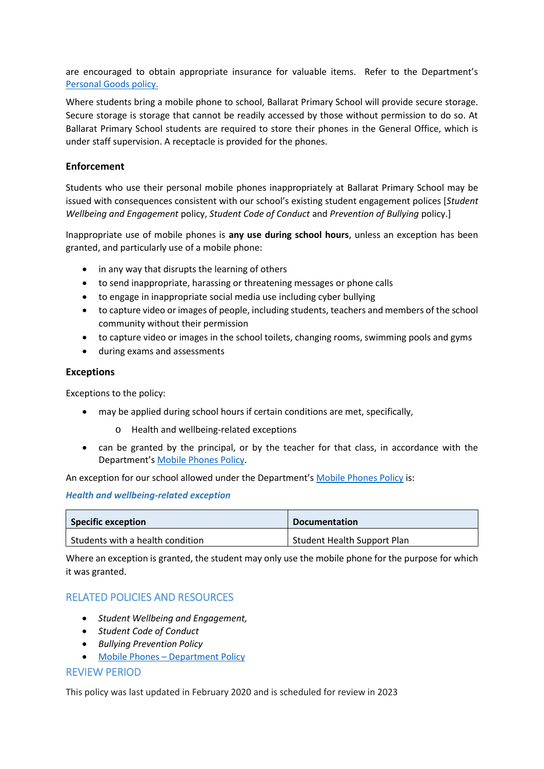are encouraged to obtain appropriate insurance for valuable items. Refer to the Department's [Personal Goods policy.]

Where students bring a mobile phone to school, Ballarat Primary School will provide secure storage. Secure storage is storage that cannot be readily accessed by those without permission to do so. At Ballarat Primary School students are required to store their phones in the General Office, which is under staff supervision. A receptacle is provided for the phones.

### Enforcement

Students who use their personal mobile phones inappropriately at Ballarat Primary School may be issued with consequences consistent with our school's existing student engagement polices [*Student Wellbeing and Engagement* policy, *Student Code of Conduct* and *Prevention of Bullying* policy.]

Inappropriate use of mobile phones is **any use during school hours**, unless an exception has been granted, and particularly use of a mobile phone:

- in any way that disrupts the learning of others
- to send inappropriate, harassing or threatening messages or phone calls
- to engage in inappropriate social media use including cyber bullying
- to capture video or images of people, including students, teachers and members of the school community without their permission
- to capture video or images in the school toilets, changing rooms, swimming pools and gyms
- during exams and assessments

### Exceptions

Exceptions to the policy:

- may be applied during school hours if certain conditions are met, specifically,
  - Health and wellbeing-related exceptions
- can be granted by the principal, or by the teacher for that class, in accordance with the Department's Mobile Phones Policy.

An exception for our school allowed under the Department's Mobile Phones Policy is:

***Health and wellbeing-related exception***

| Specific exception | Documentation |
|---|---|
| Students with a health condition | Student Health Support Plan |

Where an exception is granted, the student may only use the mobile phone for the purpose for which it was granted.

## RELATED POLICIES AND RESOURCES

- *Student Wellbeing and Engagement,*
- *Student Code of Conduct*
- *Bullying Prevention Policy*
- Mobile Phones – Department Policy

## REVIEW PERIOD

This policy was last updated in February 2020 and is scheduled for review in 2023